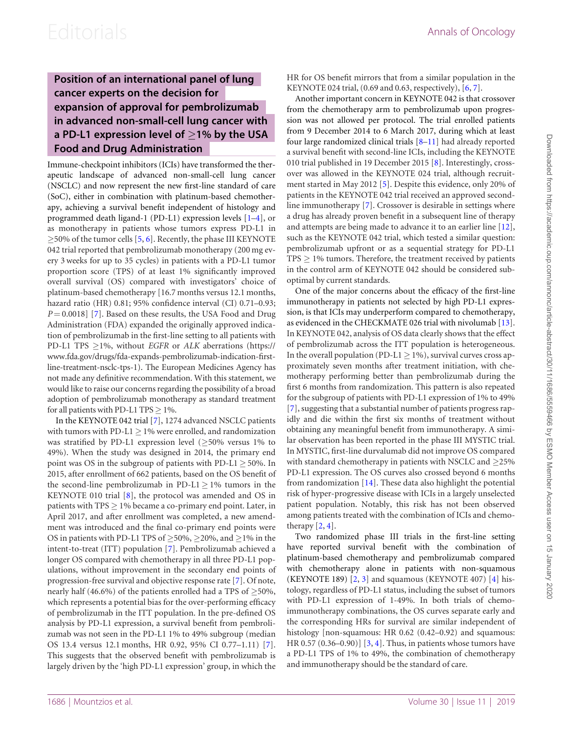# Position of an international panel of lung cancer experts on the decision for expansion of approval for pembrolizumab in advanced non-small-cell lung cancer with a PD-L1 expression level of ≥1% by the USA Food and Drug Administration

Immune-checkpoint inhibitors (ICIs) have transformed the therapeutic landscape of advanced non-small-cell lung cancer (NSCLC) and now represent the new first-line standard of care (SoC), either in combination with platinum-based chemotherapy, achieving a survival benefit independent of histology and programmed death ligand-1 (PD-L1) expression levels [1–4], or as monotherapy in patients whose tumors express PD-L1 in ≥50% of the tumor cells [5, 6]. Recently, the phase III KEYNOTE 042 trial reported that pembrolizumab monotherapy (200 mg every 3 weeks for up to 35 cycles) in patients with a PD-L1 tumor proportion score (TPS) of at least 1% significantly improved overall survival (OS) compared with investigators' choice of platinum-based chemotherapy [16.7 months versus 12.1 months, hazard ratio (HR) 0.81; 95% confidence interval (CI) 0.71–0.93; $P = 0.0018$] [7]. Based on these results, the USA Food and Drug Administration (FDA) expanded the originally approved indication of pembrolizumab in the first-line setting to all patients with PD-L1 TPS ≥1%, without *EGFR* or *ALK* aberrations (https://www.fda.gov/drugs/fda-expands-pembrolizumab-indication-first-line-treatment-nsclc-tps-1). The European Medicines Agency has not made any definitive recommendation. With this statement, we would like to raise our concerns regarding the possibility of a broad adoption of pembrolizumab monotherapy as standard treatment for all patients with PD-L1 TPS ≥ 1%.

In the KEYNOTE 042 trial [7], 1274 advanced NSCLC patients with tumors with PD-L1 ≥ 1% were enrolled, and randomization was stratified by PD-L1 expression level (≥50% versus 1% to 49%). When the study was designed in 2014, the primary end point was OS in the subgroup of patients with PD-L1 ≥ 50%. In 2015, after enrollment of 662 patients, based on the OS benefit of the second-line pembrolizumab in PD-L1 ≥ 1% tumors in the KEYNOTE 010 trial [8], the protocol was amended and OS in patients with TPS ≥ 1% became a co-primary end point. Later, in April 2017, and after enrollment was completed, a new amendment was introduced and the final co-primary end points were OS in patients with PD-L1 TPS of ≥50%, ≥20%, and ≥1% in the intent-to-treat (ITT) population [7]. Pembrolizumab achieved a longer OS compared with chemotherapy in all three PD-L1 populations, without improvement in the secondary end points of progression-free survival and objective response rate [7]. Of note, nearly half (46.6%) of the patients enrolled had a TPS of ≥50%, which represents a potential bias for the over-performing efficacy of pembrolizumab in the ITT population. In the pre-defined OS analysis by PD-L1 expression, a survival benefit from pembrolizumab was not seen in the PD-L1 1% to 49% subgroup (median OS 13.4 versus 12.1 months, HR 0.92, 95% CI 0.77–1.11) [7]. This suggests that the observed benefit with pembrolizumab is largely driven by the 'high PD-L1 expression' group, in which the HR for OS benefit mirrors that from a similar population in the KEYNOTE 024 trial, (0.69 and 0.63, respectively), [6, 7].

Another important concern in KEYNOTE 042 is that crossover from the chemotherapy arm to pembrolizumab upon progression was not allowed per protocol. The trial enrolled patients from 9 December 2014 to 6 March 2017, during which at least four large randomized clinical trials [8–11] had already reported a survival benefit with second-line ICIs, including the KEYNOTE 010 trial published in 19 December 2015 [8]. Interestingly, crossover was allowed in the KEYNOTE 024 trial, although recruitment started in May 2012 [5]. Despite this evidence, only 20% of patients in the KEYNOTE 042 trial received an approved second-line immunotherapy [7]. Crossover is desirable in settings where a drug has already proven benefit in a subsequent line of therapy and attempts are being made to advance it to an earlier line [12], such as the KEYNOTE 042 trial, which tested a similar question: pembrolizumab upfront or as a sequential strategy for PD-L1 TPS ≥ 1% tumors. Therefore, the treatment received by patients in the control arm of KEYNOTE 042 should be considered suboptimal by current standards.

One of the major concerns about the efficacy of the first-line immunotherapy in patients not selected by high PD-L1 expression, is that ICIs may underperform compared to chemotherapy, as evidenced in the CHECKMATE 026 trial with nivolumab [13]. In KEYNOTE 042, analysis of OS data clearly shows that the effect of pembrolizumab across the ITT population is heterogeneous. In the overall population (PD-L1 ≥ 1%), survival curves cross approximately seven months after treatment initiation, with chemotherapy performing better than pembrolizumab during the first 6 months from randomization. This pattern is also repeated for the subgroup of patients with PD-L1 expression of 1% to 49% [7], suggesting that a substantial number of patients progress rapidly and die within the first six months of treatment without obtaining any meaningful benefit from immunotherapy. A similar observation has been reported in the phase III MYSTIC trial. In MYSTIC, first-line durvalumab did not improve OS compared with standard chemotherapy in patients with NSCLC and ≥25% PD-L1 expression. The OS curves also crossed beyond 6 months from randomization [14]. These data also highlight the potential risk of hyper-progressive disease with ICIs in a largely unselected patient population. Notably, this risk has not been observed among patients treated with the combination of ICIs and chemotherapy [2, 4].

Two randomized phase III trials in the first-line setting have reported survival benefit with the combination of platinum-based chemotherapy and pembrolizumab compared with chemotherapy alone in patients with non-squamous (KEYNOTE 189) [2, 3] and squamous (KEYNOTE 407) [4] histology, regardless of PD-L1 status, including the subset of tumors with PD-L1 expression of 1-49%. In both trials of chemo-immunotherapy combinations, the OS curves separate early and the corresponding HRs for survival are similar independent of histology [non-squamous: HR 0.62 (0.42–0.92) and squamous: HR 0.57 (0.36–0.90)] [3, 4]. Thus, in patients whose tumors have a PD-L1 TPS of 1% to 49%, the combination of chemotherapy and immunotherapy should be the standard of care.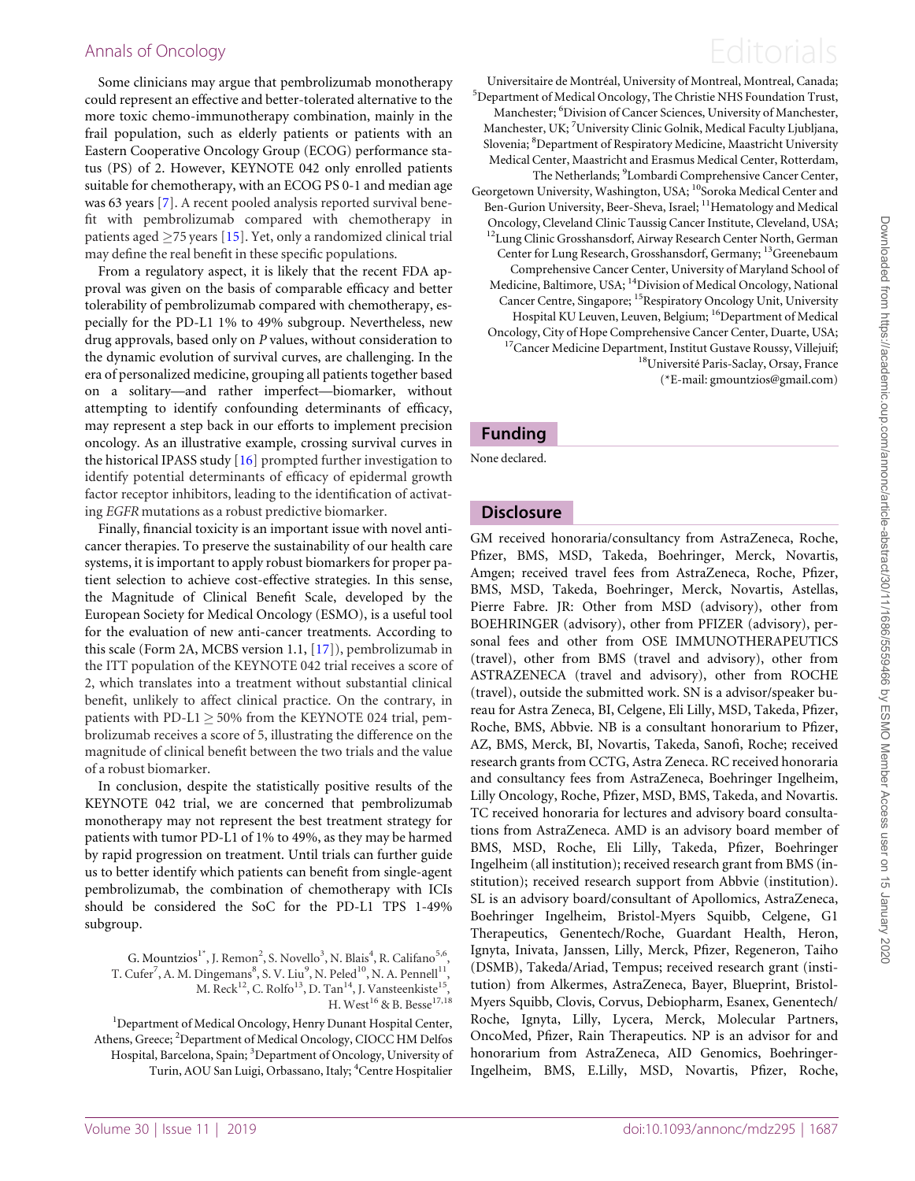Some clinicians may argue that pembrolizumab monotherapy could represent an effective and better-tolerated alternative to the more toxic chemo-immunotherapy combination, mainly in the frail population, such as elderly patients or patients with an Eastern Cooperative Oncology Group (ECOG) performance status (PS) of 2. However, KEYNOTE 042 only enrolled patients suitable for chemotherapy, with an ECOG PS 0-1 and median age was 63 years [7]. A recent pooled analysis reported survival benefit with pembrolizumab compared with chemotherapy in patients aged ≥75 years [15]. Yet, only a randomized clinical trial may define the real benefit in these specific populations.

From a regulatory aspect, it is likely that the recent FDA approval was given on the basis of comparable efficacy and better tolerability of pembrolizumab compared with chemotherapy, especially for the PD-L1 1% to 49% subgroup. Nevertheless, new drug approvals, based only on *P* values, without consideration to the dynamic evolution of survival curves, are challenging. In the era of personalized medicine, grouping all patients together based on a solitary—and rather imperfect—biomarker, without attempting to identify confounding determinants of efficacy, may represent a step back in our efforts to implement precision oncology. As an illustrative example, crossing survival curves in the historical IPASS study [16] prompted further investigation to identify potential determinants of efficacy of epidermal growth factor receptor inhibitors, leading to the identification of activating *EGFR* mutations as a robust predictive biomarker.

Finally, financial toxicity is an important issue with novel anticancer therapies. To preserve the sustainability of our health care systems, it is important to apply robust biomarkers for proper patient selection to achieve cost-effective strategies. In this sense, the Magnitude of Clinical Benefit Scale, developed by the European Society for Medical Oncology (ESMO), is a useful tool for the evaluation of new anti-cancer treatments. According to this scale (Form 2A, MCBS version 1.1, [17]), pembrolizumab in the ITT population of the KEYNOTE 042 trial receives a score of 2, which translates into a treatment without substantial clinical benefit, unlikely to affect clinical practice. On the contrary, in patients with PD-L1 ≥ 50% from the KEYNOTE 024 trial, pembrolizumab receives a score of 5, illustrating the difference on the magnitude of clinical benefit between the two trials and the value of a robust biomarker.

In conclusion, despite the statistically positive results of the KEYNOTE 042 trial, we are concerned that pembrolizumab monotherapy may not represent the best treatment strategy for patients with tumor PD-L1 of 1% to 49%, as they may be harmed by rapid progression on treatment. Until trials can further guide us to better identify which patients can benefit from single-agent pembrolizumab, the combination of chemotherapy with ICIs should be considered the SoC for the PD-L1 TPS 1-49% subgroup.

G. Mountzios[1*], J. Remon[2], S. Novello[3], N. Blais[4], R. Califano[5,6], T. Cufer[7], A. M. Dingemans[8], S. V. Liu[9], N. Peled[10], N. A. Pennell[11], M. Reck[12], C. Rolfo[13], D. Tan[14], J. Vansteenkiste[15], H. West[16] & B. Besse[17,18]

[1]Department of Medical Oncology, Henry Dunant Hospital Center, Athens, Greece; [2]Department of Medical Oncology, CIOCC HM Delfos Hospital, Barcelona, Spain; [3]Department of Oncology, University of Turin, AOU San Luigi, Orbassano, Italy; [4]Centre Hospitalier Universitaire de Montréal, University of Montreal, Montreal, Canada; [5]Department of Medical Oncology, The Christie NHS Foundation Trust, Manchester; [6]Division of Cancer Sciences, University of Manchester, Manchester, UK; [7]University Clinic Golnik, Medical Faculty Ljubljana, Slovenia; [8]Department of Respiratory Medicine, Maastricht University Medical Center, Maastricht and Erasmus Medical Center, Rotterdam, The Netherlands; [9]Lombardi Comprehensive Cancer Center, Georgetown University, Washington, USA; [10]Soroka Medical Center and Ben-Gurion University, Beer-Sheva, Israel; [11]Hematology and Medical Oncology, Cleveland Clinic Taussig Cancer Institute, Cleveland, USA; [12]Lung Clinic Grosshansdorf, Airway Research Center North, German Center for Lung Research, Grosshansdorf, Germany; [13]Greenebaum Comprehensive Cancer Center, University of Maryland School of Medicine, Baltimore, USA; [14]Division of Medical Oncology, National Cancer Centre, Singapore; [15]Respiratory Oncology Unit, University Hospital KU Leuven, Leuven, Belgium; [16]Department of Medical Oncology, City of Hope Comprehensive Cancer Center, Duarte, USA; [17]Cancer Medicine Department, Institut Gustave Roussy, Villejuif; [18]Université Paris-Saclay, Orsay, France
(*E-mail: gmountzios@gmail.com)

## Funding

None declared.

## Disclosure

GM received honoraria/consultancy from AstraZeneca, Roche, Pfizer, BMS, MSD, Takeda, Boehringer, Merck, Novartis, Amgen; received travel fees from AstraZeneca, Roche, Pfizer, BMS, MSD, Takeda, Boehringer, Merck, Novartis, Astellas, Pierre Fabre. JR: Other from MSD (advisory), other from BOEHRINGER (advisory), other from PFIZER (advisory), personal fees and other from OSE IMMUNOTHERAPEUTICS (travel), other from BMS (travel and advisory), other from ASTRAZENECA (travel and advisory), other from ROCHE (travel), outside the submitted work. SN is a advisor/speaker bureau for Astra Zeneca, BI, Celgene, Eli Lilly, MSD, Takeda, Pfizer, Roche, BMS, Abbvie. NB is a consultant honorarium to Pfizer, AZ, BMS, Merck, BI, Novartis, Takeda, Sanofi, Roche; received research grants from CCTG, Astra Zeneca. RC received honoraria and consultancy fees from AstraZeneca, Boehringer Ingelheim, Lilly Oncology, Roche, Pfizer, MSD, BMS, Takeda, and Novartis. TC received honoraria for lectures and advisory board consultations from AstraZeneca. AMD is an advisory board member of BMS, MSD, Roche, Eli Lilly, Takeda, Pfizer, Boehringer Ingelheim (all institution); received research grant from BMS (institution); received research support from Abbvie (institution). SL is an advisory board/consultant of Apollomics, AstraZeneca, Boehringer Ingelheim, Bristol-Myers Squibb, Celgene, G1 Therapeutics, Genentech/Roche, Guardant Health, Heron, Ignyta, Inivata, Janssen, Lilly, Merck, Pfizer, Regeneron, Taiho (DSMB), Takeda/Ariad, Tempus; received research grant (institution) from Alkermes, AstraZeneca, Bayer, Blueprint, Bristol-Myers Squibb, Clovis, Corvus, Debiopharm, Esanex, Genentech/Roche, Ignyta, Lilly, Lycera, Merck, Molecular Partners, OncoMed, Pfizer, Rain Therapeutics. NP is an advisor for and honorarium from AstraZeneca, AID Genomics, Boehringer-Ingelheim, BMS, E.Lilly, MSD, Novartis, Pfizer, Roche,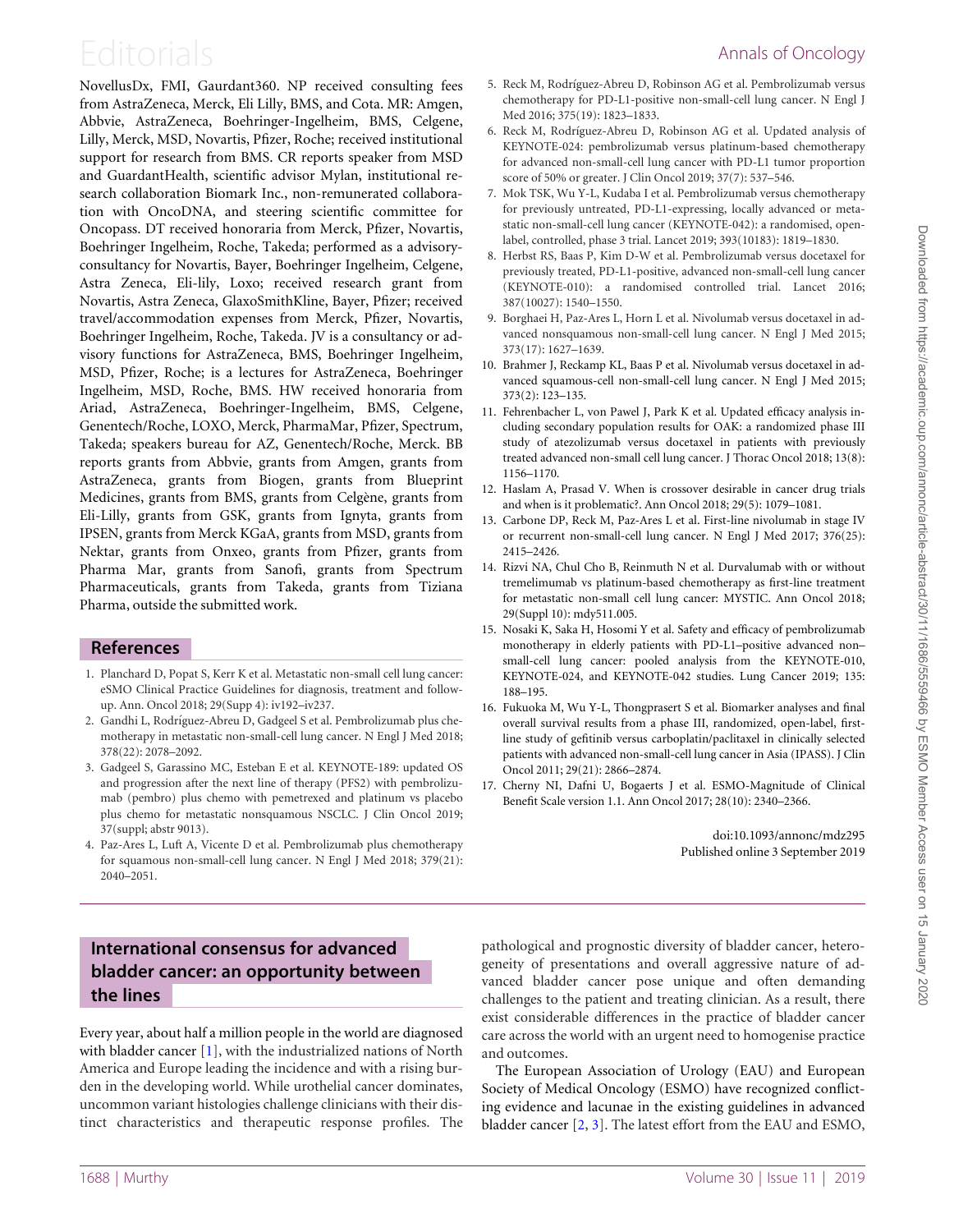NovellusDx, FMI, Gaurdant360. NP received consulting fees from AstraZeneca, Merck, Eli Lilly, BMS, and Cota. MR: Amgen, Abbvie, AstraZeneca, Boehringer-Ingelheim, BMS, Celgene, Lilly, Merck, MSD, Novartis, Pfizer, Roche; received institutional support for research from BMS. CR reports speaker from MSD and GuardantHealth, scientific advisor Mylan, institutional research collaboration Biomark Inc., non-remunerated collaboration with OncoDNA, and steering scientific committee for Oncopass. DT received honoraria from Merck, Pfizer, Novartis, Boehringer Ingelheim, Roche, Takeda; performed as a advisory-consultancy for Novartis, Bayer, Boehringer Ingelheim, Celgene, Astra Zeneca, Eli-lily, Loxo; received research grant from Novartis, Astra Zeneca, GlaxoSmithKline, Bayer, Pfizer; received travel/accommodation expenses from Merck, Pfizer, Novartis, Boehringer Ingelheim, Roche, Takeda. JV is a consultancy or advisory functions for AstraZeneca, BMS, Boehringer Ingelheim, MSD, Pfizer, Roche; is a lectures for AstraZeneca, Boehringer Ingelheim, MSD, Roche, BMS. HW received honoraria from Ariad, AstraZeneca, Boehringer-Ingelheim, BMS, Celgene, Genentech/Roche, LOXO, Merck, PharmaMar, Pfizer, Spectrum, Takeda; speakers bureau for AZ, Genentech/Roche, Merck. BB reports grants from Abbvie, grants from Amgen, grants from AstraZeneca, grants from Biogen, grants from Blueprint Medicines, grants from BMS, grants from Celgène, grants from Eli-Lilly, grants from GSK, grants from Ignyta, grants from IPSEN, grants from Merck KGaA, grants from MSD, grants from Nektar, grants from Onxeo, grants from Pfizer, grants from Pharma Mar, grants from Sanofi, grants from Spectrum Pharmaceuticals, grants from Takeda, grants from Tiziana Pharma, outside the submitted work.

## References

1. Planchard D, Popat S, Kerr K et al. Metastatic non-small cell lung cancer: eSMO Clinical Practice Guidelines for diagnosis, treatment and follow-up. Ann. Oncol 2018; 29(Supp 4): iv192–iv237.
2. Gandhi L, Rodríguez-Abreu D, Gadgeel S et al. Pembrolizumab plus chemotherapy in metastatic non-small-cell lung cancer. N Engl J Med 2018; 378(22): 2078–2092.
3. Gadgeel S, Garassino MC, Esteban E et al. KEYNOTE-189: updated OS and progression after the next line of therapy (PFS2) with pembrolizumab (pembro) plus chemo with pemetrexed and platinum vs placebo plus chemo for metastatic nonsquamous NSCLC. J Clin Oncol 2019; 37(suppl; abstr 9013).
4. Paz-Ares L, Luft A, Vicente D et al. Pembrolizumab plus chemotherapy for squamous non-small-cell lung cancer. N Engl J Med 2018; 379(21): 2040–2051.
5. Reck M, Rodríguez-Abreu D, Robinson AG et al. Pembrolizumab versus chemotherapy for PD-L1-positive non-small-cell lung cancer. N Engl J Med 2016; 375(19): 1823–1833.
6. Reck M, Rodríguez-Abreu D, Robinson AG et al. Updated analysis of KEYNOTE-024: pembrolizumab versus platinum-based chemotherapy for advanced non-small-cell lung cancer with PD-L1 tumor proportion score of 50% or greater. J Clin Oncol 2019; 37(7): 537–546.
7. Mok TSK, Wu Y-L, Kudaba I et al. Pembrolizumab versus chemotherapy for previously untreated, PD-L1-expressing, locally advanced or metastatic non-small-cell lung cancer (KEYNOTE-042): a randomised, open-label, controlled, phase 3 trial. Lancet 2019; 393(10183): 1819–1830.
8. Herbst RS, Baas P, Kim D-W et al. Pembrolizumab versus docetaxel for previously treated, PD-L1-positive, advanced non-small-cell lung cancer (KEYNOTE-010): a randomised controlled trial. Lancet 2016; 387(10027): 1540–1550.
9. Borghaei H, Paz-Ares L, Horn L et al. Nivolumab versus docetaxel in advanced nonsquamous non-small-cell lung cancer. N Engl J Med 2015; 373(17): 1627–1639.
10. Brahmer J, Reckamp KL, Baas P et al. Nivolumab versus docetaxel in advanced squamous-cell non-small-cell lung cancer. N Engl J Med 2015; 373(2): 123–135.
11. Fehrenbacher L, von Pawel J, Park K et al. Updated efficacy analysis including secondary population results for OAK: a randomized phase III study of atezolizumab versus docetaxel in patients with previously treated advanced non-small cell lung cancer. J Thorac Oncol 2018; 13(8): 1156–1170.
12. Haslam A, Prasad V. When is crossover desirable in cancer drug trials and when is it problematic?. Ann Oncol 2018; 29(5): 1079–1081.
13. Carbone DP, Reck M, Paz-Ares L et al. First-line nivolumab in stage IV or recurrent non-small-cell lung cancer. N Engl J Med 2017; 376(25): 2415–2426.
14. Rizvi NA, Chul Cho B, Reinmuth N et al. Durvalumab with or without tremelimumab vs platinum-based chemotherapy as first-line treatment for metastatic non-small cell lung cancer: MYSTIC. Ann Oncol 2018; 29(Suppl 10): mdy511.005.
15. Nosaki K, Saka H, Hosomi Y et al. Safety and efficacy of pembrolizumab monotherapy in elderly patients with PD-L1–positive advanced non–small-cell lung cancer: pooled analysis from the KEYNOTE-010, KEYNOTE-024, and KEYNOTE-042 studies. Lung Cancer 2019; 135: 188–195.
16. Fukuoka M, Wu Y-L, Thongprasert S et al. Biomarker analyses and final overall survival results from a phase III, randomized, open-label, first-line study of gefitinib versus carboplatin/paclitaxel in clinically selected patients with advanced non-small-cell lung cancer in Asia (IPASS). J Clin Oncol 2011; 29(21): 2866–2874.
17. Cherny NI, Dafni U, Bogaerts J et al. ESMO-Magnitude of Clinical Benefit Scale version 1.1. Ann Oncol 2017; 28(10): 2340–2366.

doi:10.1093/annonc/mdz295
Published online 3 September 2019

## International consensus for advanced bladder cancer: an opportunity between the lines

Every year, about half a million people in the world are diagnosed with bladder cancer [1], with the industrialized nations of North America and Europe leading the incidence and with a rising burden in the developing world. While urothelial cancer dominates, uncommon variant histologies challenge clinicians with their distinct characteristics and therapeutic response profiles. The pathological and prognostic diversity of bladder cancer, heterogeneity of presentations and overall aggressive nature of advanced bladder cancer pose unique and often demanding challenges to the patient and treating clinician. As a result, there exist considerable differences in the practice of bladder cancer care across the world with an urgent need to homogenise practice and outcomes.

The European Association of Urology (EAU) and European Society of Medical Oncology (ESMO) have recognized conflicting evidence and lacunae in the existing guidelines in advanced bladder cancer [2, 3]. The latest effort from the EAU and ESMO,